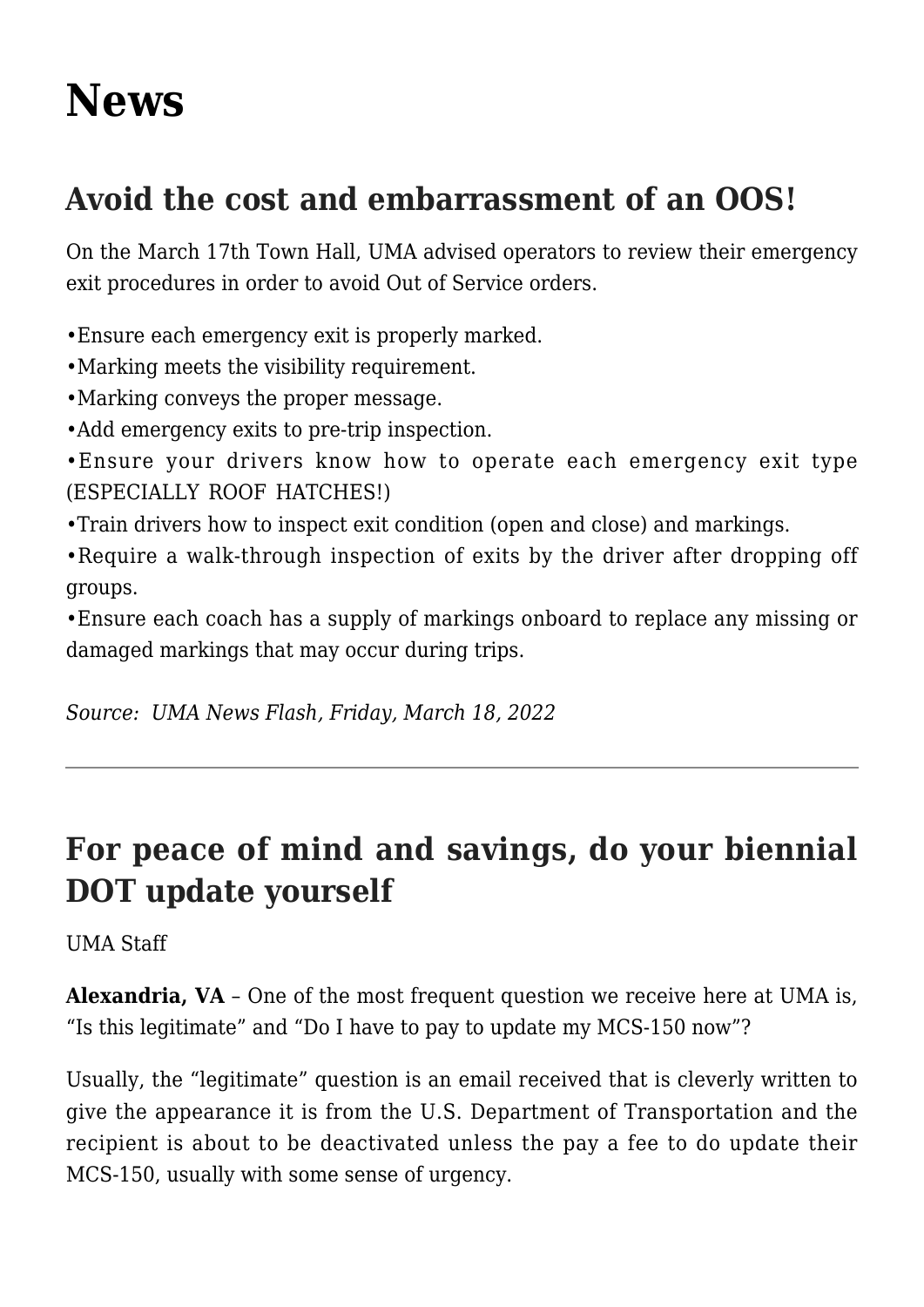# News

## Avoid the cost and embarrassment of an OOS!

On the March 17th Town Hall, UMA advised operators to review their emergency exit procedures in order to avoid Out of Service orders.

•Ensure each emergency exit is properly marked.
•Marking meets the visibility requirement.
•Marking conveys the proper message.
•Add emergency exits to pre-trip inspection.
•Ensure your drivers know how to operate each emergency exit type (ESPECIALLY ROOF HATCHES!)
•Train drivers how to inspect exit condition (open and close) and markings.
•Require a walk-through inspection of exits by the driver after dropping off groups.
•Ensure each coach has a supply of markings onboard to replace any missing or damaged markings that may occur during trips.

*Source: UMA News Flash, Friday, March 18, 2022*

---

## For peace of mind and savings, do your biennial DOT update yourself

UMA Staff

**Alexandria, VA** – One of the most frequent question we receive here at UMA is, "Is this legitimate" and "Do I have to pay to update my MCS-150 now"?

Usually, the "legitimate" question is an email received that is cleverly written to give the appearance it is from the U.S. Department of Transportation and the recipient is about to be deactivated unless the pay a fee to do update their MCS-150, usually with some sense of urgency.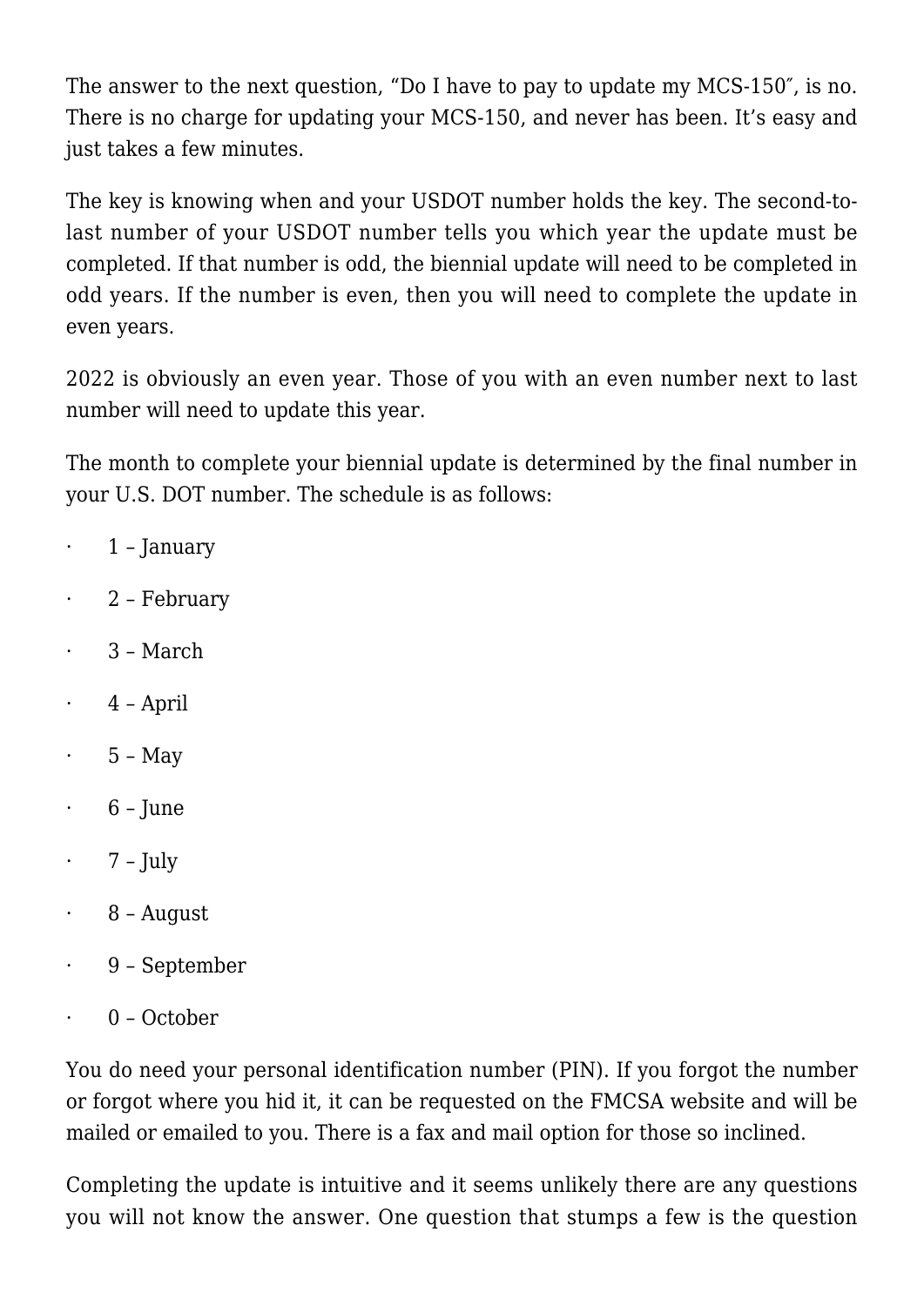The answer to the next question, "Do I have to pay to update my MCS-150″, is no. There is no charge for updating your MCS-150, and never has been. It's easy and just takes a few minutes.

The key is knowing when and your USDOT number holds the key. The second-to-last number of your USDOT number tells you which year the update must be completed. If that number is odd, the biennial update will need to be completed in odd years. If the number is even, then you will need to complete the update in even years.

2022 is obviously an even year. Those of you with an even number next to last number will need to update this year.

The month to complete your biennial update is determined by the final number in your U.S. DOT number. The schedule is as follows:

- 1 – January
- 2 – February
- 3 – March
- 4 – April
- 5 – May
- 6 – June
- 7 – July
- 8 – August
- 9 – September
- 0 – October

You do need your personal identification number (PIN). If you forgot the number or forgot where you hid it, it can be requested on the FMCSA website and will be mailed or emailed to you. There is a fax and mail option for those so inclined.

Completing the update is intuitive and it seems unlikely there are any questions you will not know the answer. One question that stumps a few is the question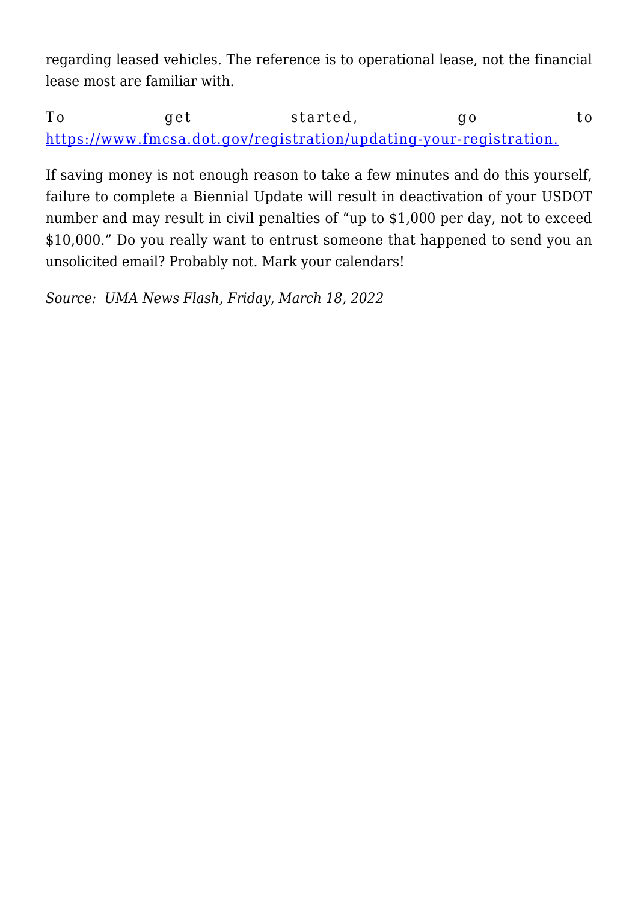regarding leased vehicles. The reference is to operational lease, not the financial lease most are familiar with.

To get started, go to [https://www.fmcsa.dot.gov/registration/updating-your-registration.](https://www.fmcsa.dot.gov/registration/updating-your-registration)

If saving money is not enough reason to take a few minutes and do this yourself, failure to complete a Biennial Update will result in deactivation of your USDOT number and may result in civil penalties of "up to $1,000 per day, not to exceed $10,000." Do you really want to entrust someone that happened to send you an unsolicited email? Probably not. Mark your calendars!

*Source: UMA News Flash, Friday, March 18, 2022*